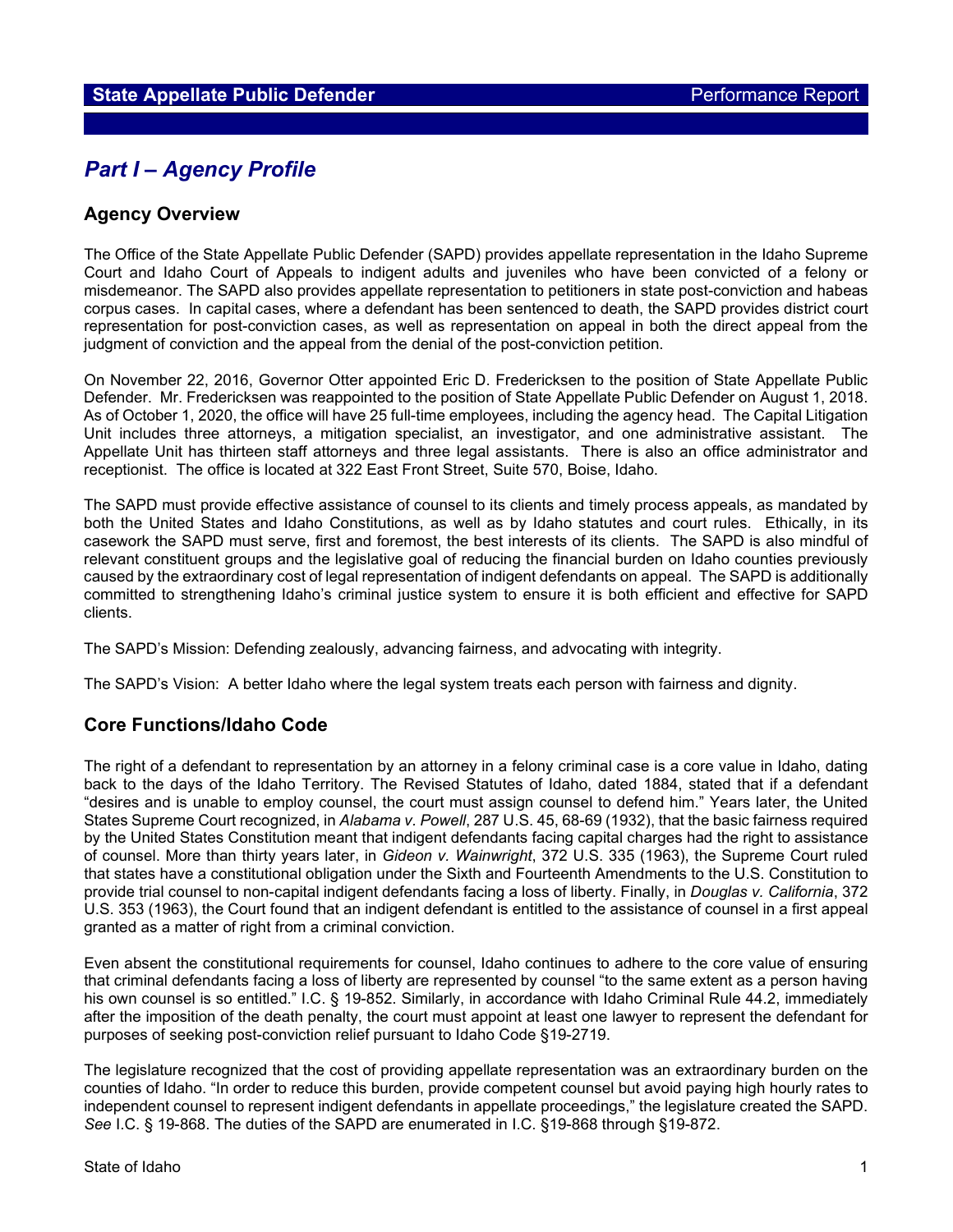# Part I – Agency Profile

## Agency Overview

The Office of the State Appellate Public Defender (SAPD) provides appellate representation in the Idaho Supreme Court and Idaho Court of Appeals to indigent adults and juveniles who have been convicted of a felony or misdemeanor. The SAPD also provides appellate representation to petitioners in state post-conviction and habeas corpus cases. In capital cases, where a defendant has been sentenced to death, the SAPD provides district court representation for post-conviction cases, as well as representation on appeal in both the direct appeal from the judgment of conviction and the appeal from the denial of the post-conviction petition.

On November 22, 2016, Governor Otter appointed Eric D. Fredericksen to the position of State Appellate Public Defender. Mr. Fredericksen was reappointed to the position of State Appellate Public Defender on August 1, 2018. As of October 1, 2020, the office will have 25 full-time employees, including the agency head. The Capital Litigation Unit includes three attorneys, a mitigation specialist, an investigator, and one administrative assistant. The Appellate Unit has thirteen staff attorneys and three legal assistants. There is also an office administrator and receptionist. The office is located at 322 East Front Street, Suite 570, Boise, Idaho.

The SAPD must provide effective assistance of counsel to its clients and timely process appeals, as mandated by both the United States and Idaho Constitutions, as well as by Idaho statutes and court rules. Ethically, in its casework the SAPD must serve, first and foremost, the best interests of its clients. The SAPD is also mindful of relevant constituent groups and the legislative goal of reducing the financial burden on Idaho counties previously caused by the extraordinary cost of legal representation of indigent defendants on appeal. The SAPD is additionally committed to strengthening Idaho's criminal justice system to ensure it is both efficient and effective for SAPD clients.

The SAPD's Mission: Defending zealously, advancing fairness, and advocating with integrity.

The SAPD's Vision: A better Idaho where the legal system treats each person with fairness and dignity.

## Core Functions/Idaho Code

The right of a defendant to representation by an attorney in a felony criminal case is a core value in Idaho, dating back to the days of the Idaho Territory. The Revised Statutes of Idaho, dated 1884, stated that if a defendant "desires and is unable to employ counsel, the court must assign counsel to defend him." Years later, the United States Supreme Court recognized, in *Alabama v. Powell*, 287 U.S. 45, 68-69 (1932), that the basic fairness required by the United States Constitution meant that indigent defendants facing capital charges had the right to assistance of counsel. More than thirty years later, in *Gideon v. Wainwright*, 372 U.S. 335 (1963), the Supreme Court ruled that states have a constitutional obligation under the Sixth and Fourteenth Amendments to the U.S. Constitution to provide trial counsel to non-capital indigent defendants facing a loss of liberty. Finally, in *Douglas v. California*, 372 U.S. 353 (1963), the Court found that an indigent defendant is entitled to the assistance of counsel in a first appeal granted as a matter of right from a criminal conviction.

Even absent the constitutional requirements for counsel, Idaho continues to adhere to the core value of ensuring that criminal defendants facing a loss of liberty are represented by counsel "to the same extent as a person having his own counsel is so entitled." I.C. § 19-852. Similarly, in accordance with Idaho Criminal Rule 44.2, immediately after the imposition of the death penalty, the court must appoint at least one lawyer to represent the defendant for purposes of seeking post-conviction relief pursuant to Idaho Code §19-2719.

The legislature recognized that the cost of providing appellate representation was an extraordinary burden on the counties of Idaho. "In order to reduce this burden, provide competent counsel but avoid paying high hourly rates to independent counsel to represent indigent defendants in appellate proceedings," the legislature created the SAPD. *See* I.C. § 19-868. The duties of the SAPD are enumerated in I.C. §19-868 through §19-872.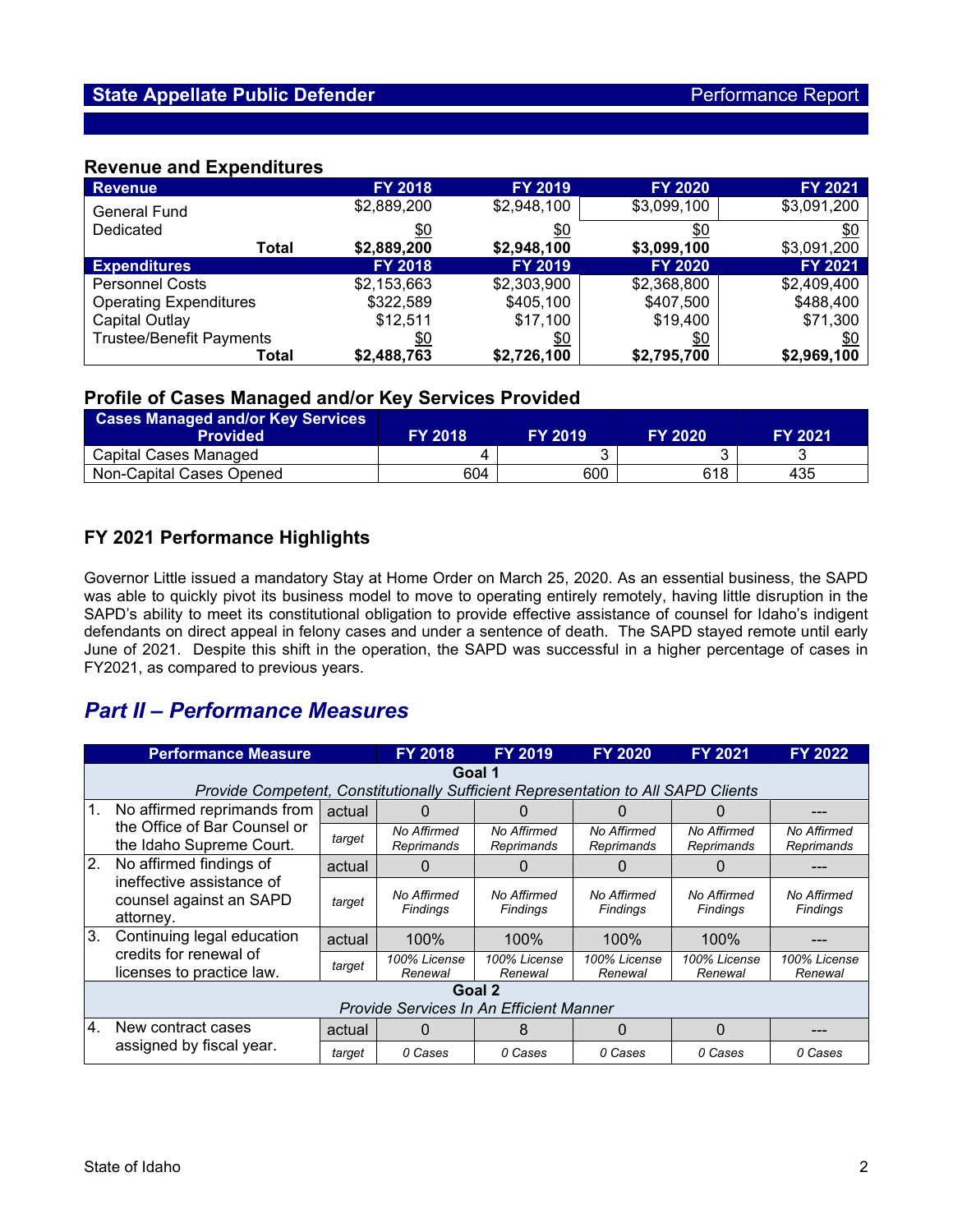## State Appellate Public Defender — Performance Report

### Revenue and Expenditures

| Revenue | FY 2018 | FY 2019 | FY 2020 | FY 2021 |
|---|---|---|---|---|
| General Fund | $2,889,200 | $2,948,100 | $3,099,100 | $3,091,200 |
| Dedicated | $0 | $0 | $0 | $0 |
| **Total** | **$2,889,200** | **$2,948,100** | **$3,099,100** | $3,091,200 |
| **Expenditures** | **FY 2018** | **FY 2019** | **FY 2020** | **FY 2021** |
| Personnel Costs | $2,153,663 | $2,303,900 | $2,368,800 | $2,409,400 |
| Operating Expenditures | $322,589 | $405,100 | $407,500 | $488,400 |
| Capital Outlay | $12,511 | $17,100 | $19,400 | $71,300 |
| Trustee/Benefit Payments | $0 | $0 | $0 | $0 |
| **Total** | **$2,488,763** | **$2,726,100** | **$2,795,700** | **$2,969,100** |

### Profile of Cases Managed and/or Key Services Provided

| Cases Managed and/or Key Services Provided | FY 2018 | FY 2019 | FY 2020 | FY 2021 |
|---|---|---|---|---|
| Capital Cases Managed | 4 | 3 | 3 | 3 |
| Non-Capital Cases Opened | 604 | 600 | 618 | 435 |

### FY 2021 Performance Highlights

Governor Little issued a mandatory Stay at Home Order on March 25, 2020. As an essential business, the SAPD was able to quickly pivot its business model to move to operating entirely remotely, having little disruption in the SAPD's ability to meet its constitutional obligation to provide effective assistance of counsel for Idaho's indigent defendants on direct appeal in felony cases and under a sentence of death. The SAPD stayed remote until early June of 2021. Despite this shift in the operation, the SAPD was successful in a higher percentage of cases in FY2021, as compared to previous years.

## *Part II – Performance Measures*

| Performance Measure | | FY 2018 | FY 2019 | FY 2020 | FY 2021 | FY 2022 |
|---|---|---|---|---|---|---|
| **Goal 1** *Provide Competent, Constitutionally Sufficient Representation to All SAPD Clients* | | | | | | |
| 1. No affirmed reprimands from the Office of Bar Counsel or the Idaho Supreme Court. | actual | 0 | 0 | 0 | 0 | --- |
| | *target* | *No Affirmed Reprimands* | *No Affirmed Reprimands* | *No Affirmed Reprimands* | *No Affirmed Reprimands* | *No Affirmed Reprimands* |
| 2. No affirmed findings of ineffective assistance of counsel against an SAPD attorney. | actual | 0 | 0 | 0 | 0 | --- |
| | *target* | *No Affirmed Findings* | *No Affirmed Findings* | *No Affirmed Findings* | *No Affirmed Findings* | *No Affirmed Findings* |
| 3. Continuing legal education credits for renewal of licenses to practice law. | actual | 100% | 100% | 100% | 100% | --- |
| | *target* | *100% License Renewal* | *100% License Renewal* | *100% License Renewal* | *100% License Renewal* | *100% License Renewal* |
| **Goal 2** *Provide Services In An Efficient Manner* | | | | | | |
| 4. New contract cases assigned by fiscal year. | actual | 0 | 8 | 0 | 0 | --- |
| | *target* | *0 Cases* | *0 Cases* | *0 Cases* | *0 Cases* | *0 Cases* |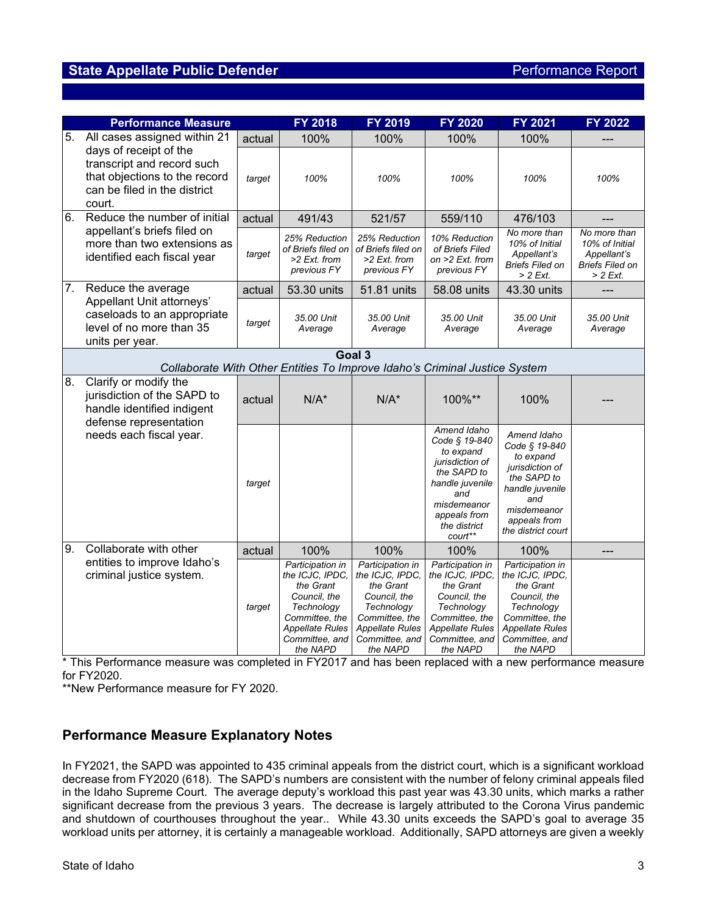| Performance Measure | | FY 2018 | FY 2019 | FY 2020 | FY 2021 | FY 2022 |
|---|---|---|---|---|---|---|
| 5. All cases assigned within 21 days of receipt of the transcript and record such that objections to the record can be filed in the district court. | actual | 100% | 100% | 100% | 100% | --- |
| | *target* | *100%* | *100%* | *100%* | *100%* | *100%* |
| 6. Reduce the number of initial appellant's briefs filed on more than two extensions as identified each fiscal year | actual | 491/43 | 521/57 | 559/110 | 476/103 | --- |
| | *target* | *25% Reduction of Briefs filed on >2 Ext. from previous FY* | *25% Reduction of Briefs filed on >2 Ext. from previous FY* | *10% Reduction of Briefs Filed on >2 Ext. from previous FY* | *No more than 10% of Initial Appellant's Briefs Filed on > 2 Ext.* | *No more than 10% of Initial Appellant's Briefs Filed on > 2 Ext.* |
| 7. Reduce the average Appellant Unit attorneys' caseloads to an appropriate level of no more than 35 units per year. | actual | 53.30 units | 51.81 units | 58.08 units | 43.30 units | --- |
| | *target* | *35.00 Unit Average* | *35.00 Unit Average* | *35.00 Unit Average* | *35.00 Unit Average* | *35.00 Unit Average* |
| **Goal 3** *Collaborate With Other Entities To Improve Idaho's Criminal Justice System* | | | | | | |
| 8. Clarify or modify the jurisdiction of the SAPD to handle identified indigent defense representation needs each fiscal year. | actual | N/A* | N/A* | 100%** | 100% | --- |
| | *target* | | | *Amend Idaho Code § 19-840 to expand jurisdiction of the SAPD to handle juvenile and misdemeanor appeals from the district court*** | *Amend Idaho Code § 19-840 to expand jurisdiction of the SAPD to handle juvenile and misdemeanor appeals from the district court* | |
| 9. Collaborate with other entities to improve Idaho's criminal justice system. | actual | 100% | 100% | 100% | 100% | --- |
| | *target* | *Participation in the ICJC, IPDC, the Grant Council, the Technology Committee, the Appellate Rules Committee, and the NAPD* | *Participation in the ICJC, IPDC, the Grant Council, the Technology Committee, the Appellate Rules Committee, and the NAPD* | *Participation in the ICJC, IPDC, the Grant Council, the Technology Committee, the Appellate Rules Committee, and the NAPD* | *Participation in the ICJC, IPDC, the Grant Council, the Technology Committee, the Appellate Rules Committee, and the NAPD* | |

\* This Performance measure was completed in FY2017 and has been replaced with a new performance measure for FY2020.

\*\*New Performance measure for FY 2020.

## Performance Measure Explanatory Notes

In FY2021, the SAPD was appointed to 435 criminal appeals from the district court, which is a significant workload decrease from FY2020 (618). The SAPD's numbers are consistent with the number of felony criminal appeals filed in the Idaho Supreme Court. The average deputy's workload this past year was 43.30 units, which marks a rather significant decrease from the previous 3 years. The decrease is largely attributed to the Corona Virus pandemic and shutdown of courthouses throughout the year.. While 43.30 units exceeds the SAPD's goal to average 35 workload units per attorney, it is certainly a manageable workload. Additionally, SAPD attorneys are given a weekly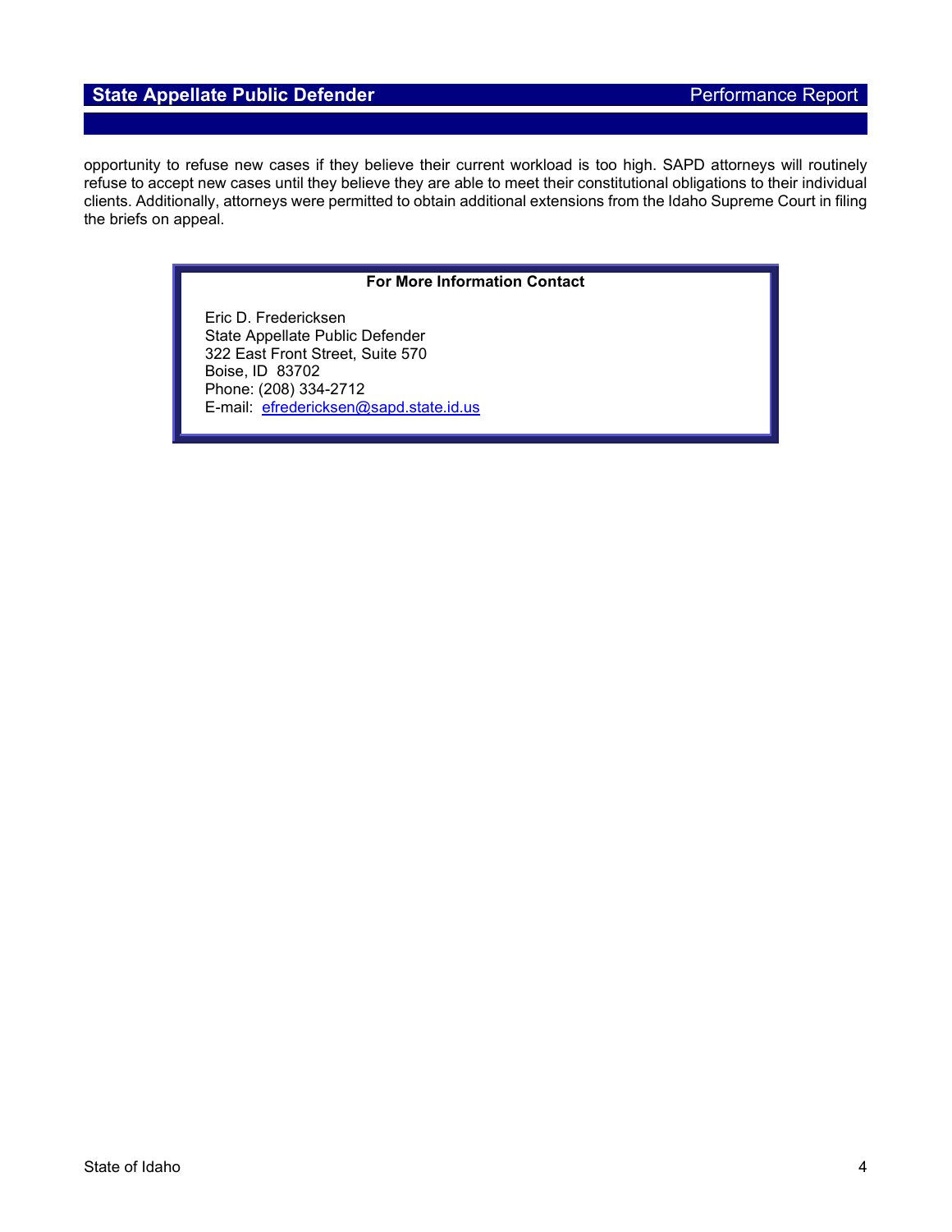opportunity to refuse new cases if they believe their current workload is too high. SAPD attorneys will routinely refuse to accept new cases until they believe they are able to meet their constitutional obligations to their individual clients. Additionally, attorneys were permitted to obtain additional extensions from the Idaho Supreme Court in filing the briefs on appeal.

**For More Information Contact**

Eric D. Fredericksen
State Appellate Public Defender
322 East Front Street, Suite 570
Boise, ID 83702
Phone: (208) 334-2712
E-mail: efredericksen@sapd.state.id.us